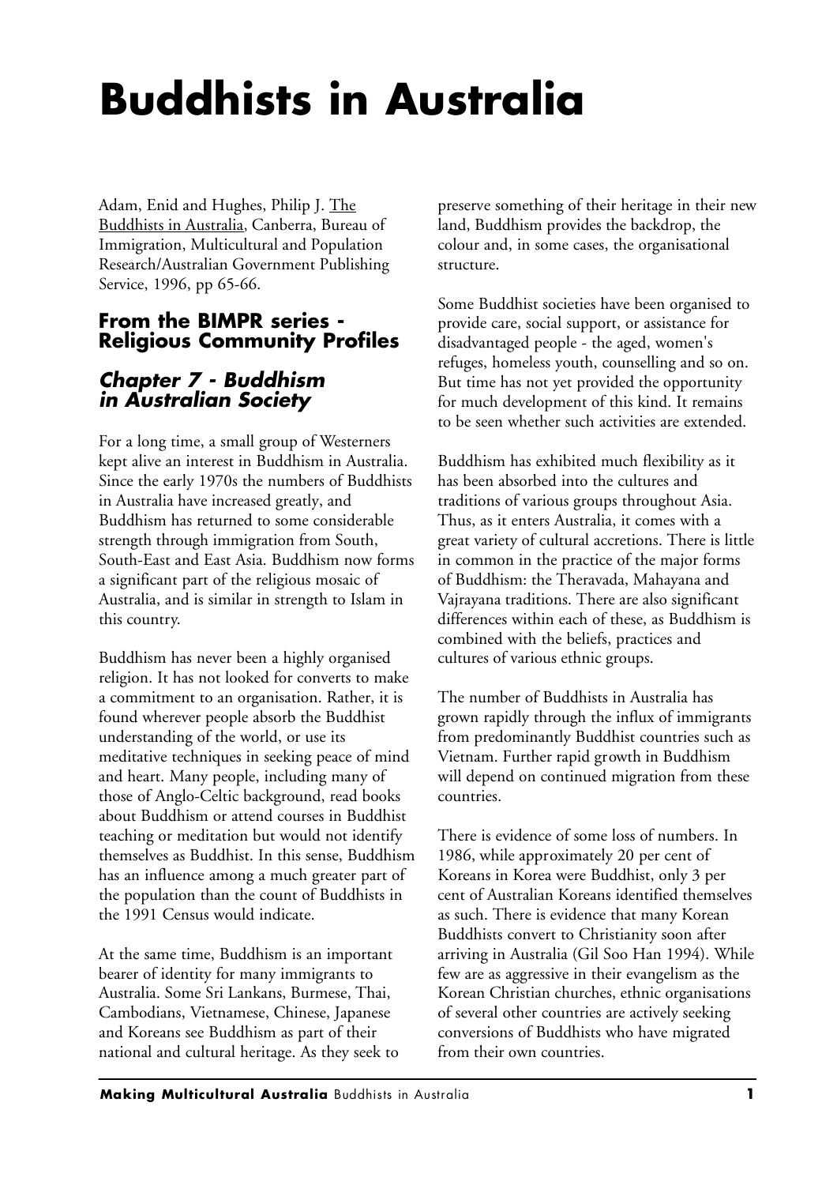# Buddhists in Australia

Adam, Enid and Hughes, Philip J. The Buddhists in Australia, Canberra, Bureau of Immigration, Multicultural and Population Research/Australian Government Publishing Service, 1996, pp 65-66.

## From the BIMPR series - Religious Community Profiles

### *Chapter 7 - Buddhism in Australian Society*

For a long time, a small group of Westerners kept alive an interest in Buddhism in Australia. Since the early 1970s the numbers of Buddhists in Australia have increased greatly, and Buddhism has returned to some considerable strength through immigration from South, South-East and East Asia. Buddhism now forms a significant part of the religious mosaic of Australia, and is similar in strength to Islam in this country.

Buddhism has never been a highly organised religion. It has not looked for converts to make a commitment to an organisation. Rather, it is found wherever people absorb the Buddhist understanding of the world, or use its meditative techniques in seeking peace of mind and heart. Many people, including many of those of Anglo-Celtic background, read books about Buddhism or attend courses in Buddhist teaching or meditation but would not identify themselves as Buddhist. In this sense, Buddhism has an influence among a much greater part of the population than the count of Buddhists in the 1991 Census would indicate.

At the same time, Buddhism is an important bearer of identity for many immigrants to Australia. Some Sri Lankans, Burmese, Thai, Cambodians, Vietnamese, Chinese, Japanese and Koreans see Buddhism as part of their national and cultural heritage. As they seek to preserve something of their heritage in their new land, Buddhism provides the backdrop, the colour and, in some cases, the organisational structure.

Some Buddhist societies have been organised to provide care, social support, or assistance for disadvantaged people - the aged, women's refuges, homeless youth, counselling and so on. But time has not yet provided the opportunity for much development of this kind. It remains to be seen whether such activities are extended.

Buddhism has exhibited much flexibility as it has been absorbed into the cultures and traditions of various groups throughout Asia. Thus, as it enters Australia, it comes with a great variety of cultural accretions. There is little in common in the practice of the major forms of Buddhism: the Theravada, Mahayana and Vajrayana traditions. There are also significant differences within each of these, as Buddhism is combined with the beliefs, practices and cultures of various ethnic groups.

The number of Buddhists in Australia has grown rapidly through the influx of immigrants from predominantly Buddhist countries such as Vietnam. Further rapid growth in Buddhism will depend on continued migration from these countries.

There is evidence of some loss of numbers. In 1986, while approximately 20 per cent of Koreans in Korea were Buddhist, only 3 per cent of Australian Koreans identified themselves as such. There is evidence that many Korean Buddhists convert to Christianity soon after arriving in Australia (Gil Soo Han 1994). While few are as aggressive in their evangelism as the Korean Christian churches, ethnic organisations of several other countries are actively seeking conversions of Buddhists who have migrated from their own countries.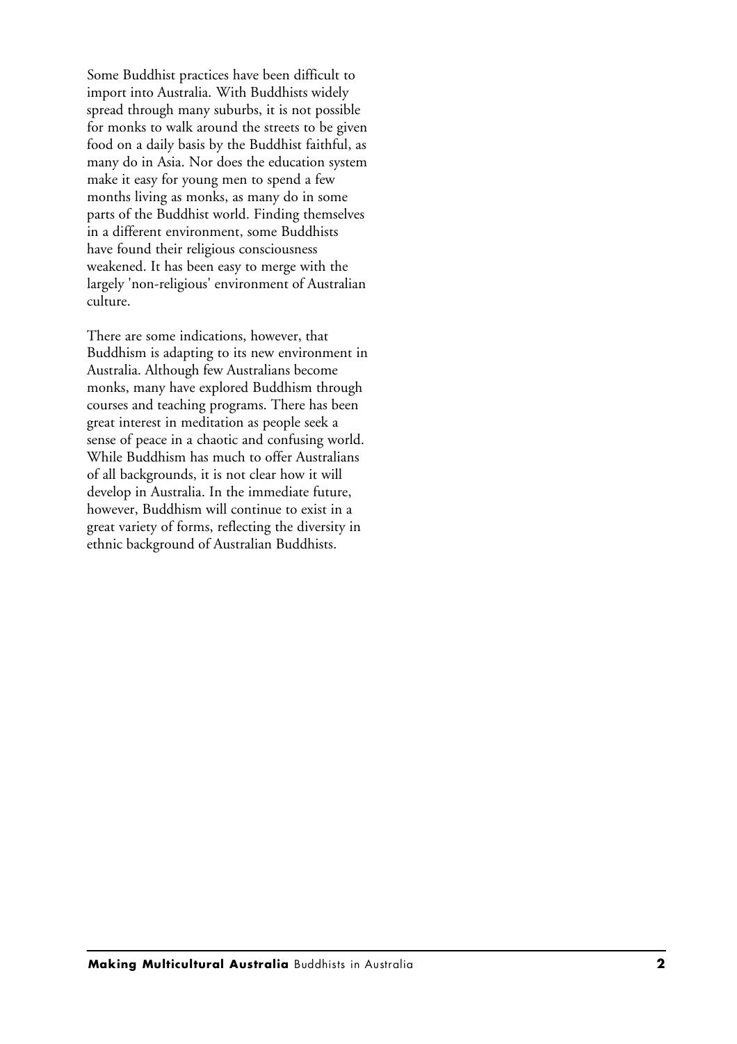Some Buddhist practices have been difficult to import into Australia. With Buddhists widely spread through many suburbs, it is not possible for monks to walk around the streets to be given food on a daily basis by the Buddhist faithful, as many do in Asia. Nor does the education system make it easy for young men to spend a few months living as monks, as many do in some parts of the Buddhist world. Finding themselves in a different environment, some Buddhists have found their religious consciousness weakened. It has been easy to merge with the largely 'non-religious' environment of Australian culture.

There are some indications, however, that Buddhism is adapting to its new environment in Australia. Although few Australians become monks, many have explored Buddhism through courses and teaching programs. There has been great interest in meditation as people seek a sense of peace in a chaotic and confusing world. While Buddhism has much to offer Australians of all backgrounds, it is not clear how it will develop in Australia. In the immediate future, however, Buddhism will continue to exist in a great variety of forms, reflecting the diversity in ethnic background of Australian Buddhists.